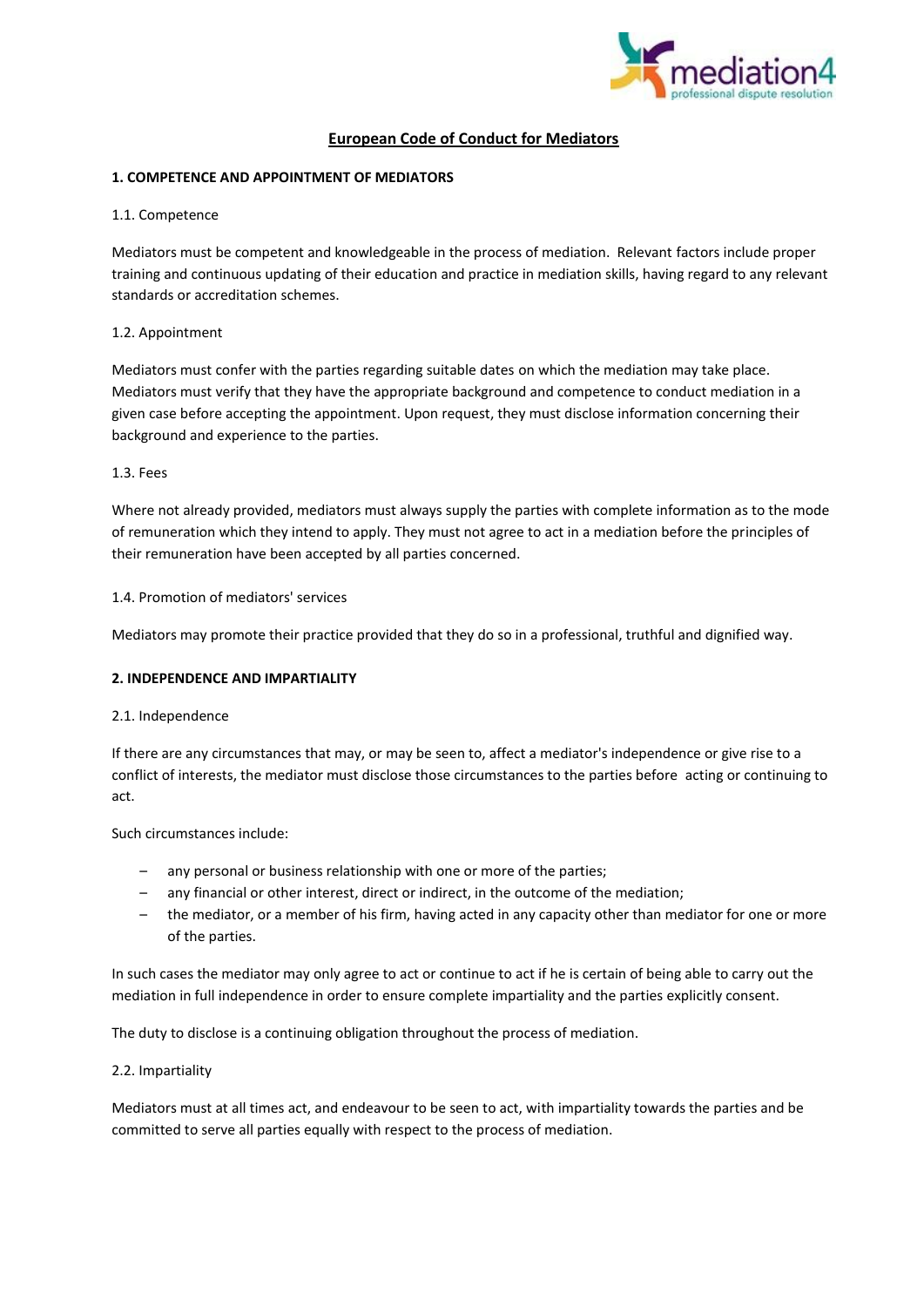# European Code of Conduct for Mediators

## 1. COMPETENCE AND APPOINTMENT OF MEDIATORS

### 1.1. Competence

Mediators must be competent and knowledgeable in the process of mediation. Relevant factors include proper training and continuous updating of their education and practice in mediation skills, having regard to any relevant standards or accreditation schemes.

### 1.2. Appointment

Mediators must confer with the parties regarding suitable dates on which the mediation may take place. Mediators must verify that they have the appropriate background and competence to conduct mediation in a given case before accepting the appointment. Upon request, they must disclose information concerning their background and experience to the parties.

### 1.3. Fees

Where not already provided, mediators must always supply the parties with complete information as to the mode of remuneration which they intend to apply. They must not agree to act in a mediation before the principles of their remuneration have been accepted by all parties concerned.

### 1.4. Promotion of mediators' services

Mediators may promote their practice provided that they do so in a professional, truthful and dignified way.

## 2. INDEPENDENCE AND IMPARTIALITY

### 2.1. Independence

If there are any circumstances that may, or may be seen to, affect a mediator's independence or give rise to a conflict of interests, the mediator must disclose those circumstances to the parties before acting or continuing to act.

Such circumstances include:

- any personal or business relationship with one or more of the parties;
- any financial or other interest, direct or indirect, in the outcome of the mediation;
- the mediator, or a member of his firm, having acted in any capacity other than mediator for one or more of the parties.

In such cases the mediator may only agree to act or continue to act if he is certain of being able to carry out the mediation in full independence in order to ensure complete impartiality and the parties explicitly consent.

The duty to disclose is a continuing obligation throughout the process of mediation.

### 2.2. Impartiality

Mediators must at all times act, and endeavour to be seen to act, with impartiality towards the parties and be committed to serve all parties equally with respect to the process of mediation.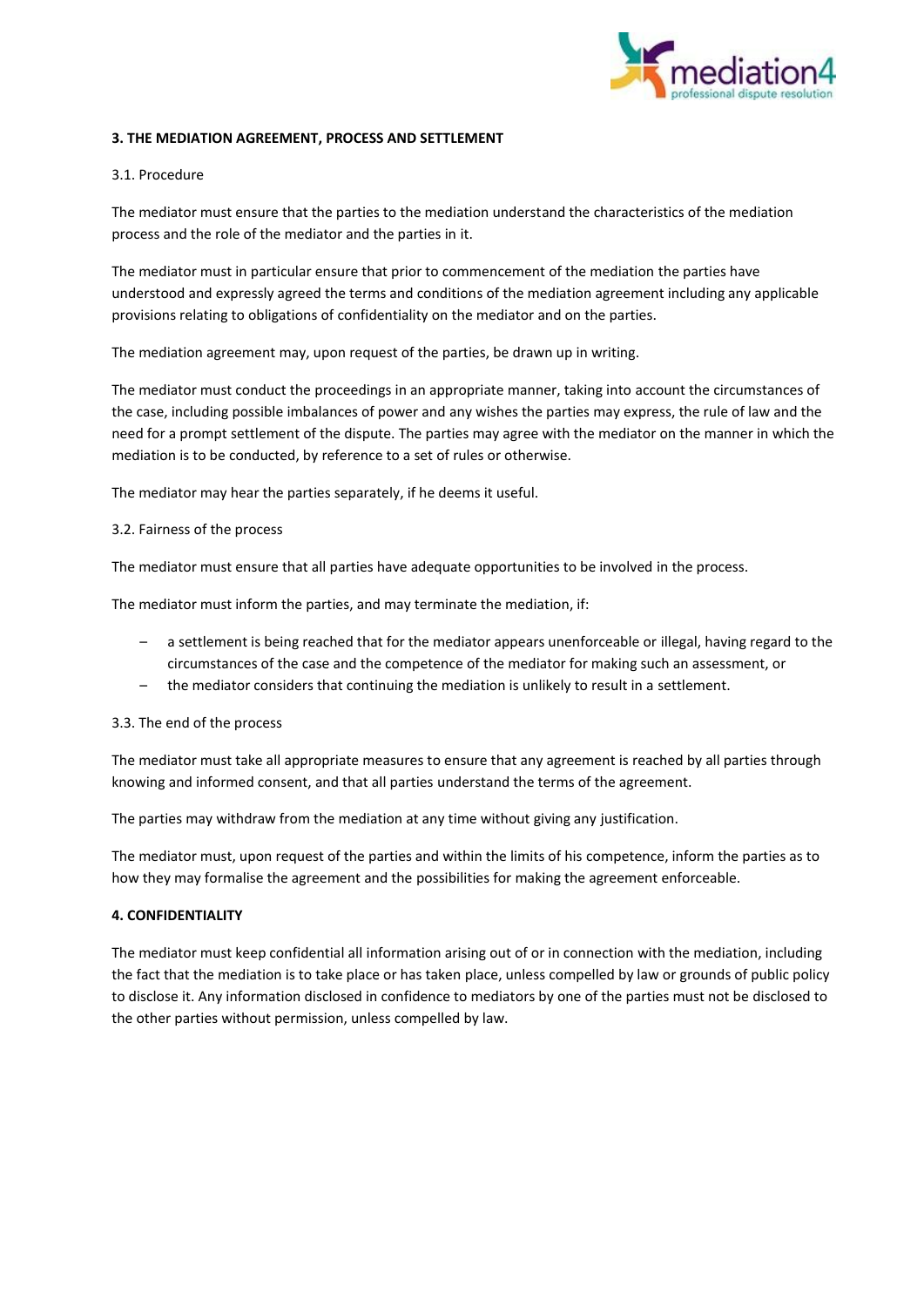**3. THE MEDIATION AGREEMENT, PROCESS AND SETTLEMENT**

3.1. Procedure

The mediator must ensure that the parties to the mediation understand the characteristics of the mediation process and the role of the mediator and the parties in it.

The mediator must in particular ensure that prior to commencement of the mediation the parties have understood and expressly agreed the terms and conditions of the mediation agreement including any applicable provisions relating to obligations of confidentiality on the mediator and on the parties.

The mediation agreement may, upon request of the parties, be drawn up in writing.

The mediator must conduct the proceedings in an appropriate manner, taking into account the circumstances of the case, including possible imbalances of power and any wishes the parties may express, the rule of law and the need for a prompt settlement of the dispute. The parties may agree with the mediator on the manner in which the mediation is to be conducted, by reference to a set of rules or otherwise.

The mediator may hear the parties separately, if he deems it useful.

3.2. Fairness of the process

The mediator must ensure that all parties have adequate opportunities to be involved in the process.

The mediator must inform the parties, and may terminate the mediation, if:

- a settlement is being reached that for the mediator appears unenforceable or illegal, having regard to the circumstances of the case and the competence of the mediator for making such an assessment, or
- the mediator considers that continuing the mediation is unlikely to result in a settlement.

3.3. The end of the process

The mediator must take all appropriate measures to ensure that any agreement is reached by all parties through knowing and informed consent, and that all parties understand the terms of the agreement.

The parties may withdraw from the mediation at any time without giving any justification.

The mediator must, upon request of the parties and within the limits of his competence, inform the parties as to how they may formalise the agreement and the possibilities for making the agreement enforceable.

**4. CONFIDENTIALITY**

The mediator must keep confidential all information arising out of or in connection with the mediation, including the fact that the mediation is to take place or has taken place, unless compelled by law or grounds of public policy to disclose it. Any information disclosed in confidence to mediators by one of the parties must not be disclosed to the other parties without permission, unless compelled by law.